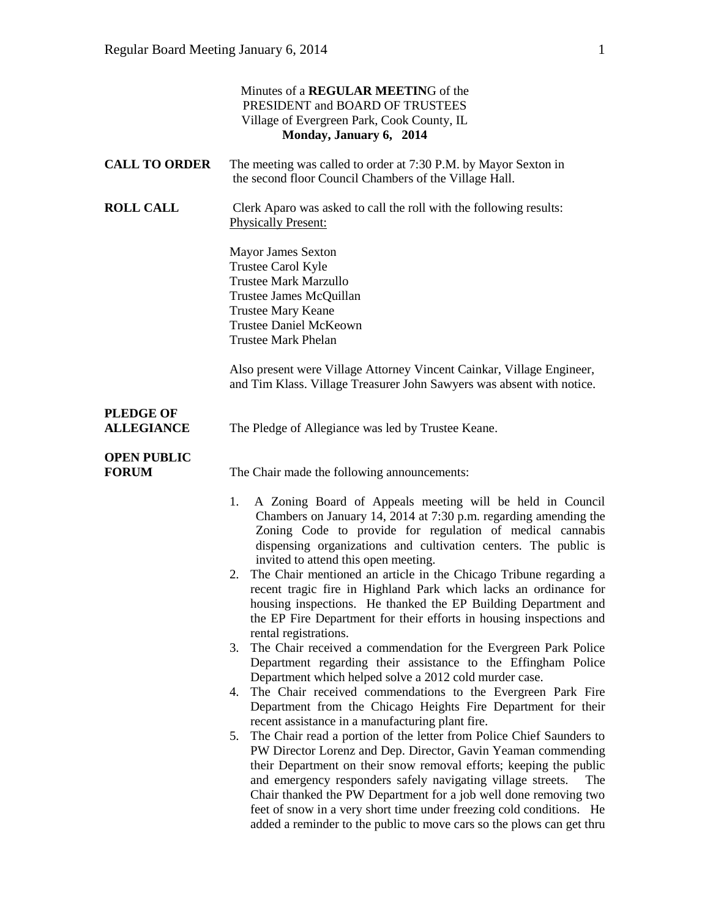Minutes of a **REGULAR MEETIN**G of the
PRESIDENT and BOARD OF TRUSTEES
Village of Evergreen Park, Cook County, IL
**Monday, January 6, 2014**

**CALL TO ORDER** The meeting was called to order at 7:30 P.M. by Mayor Sexton in the second floor Council Chambers of the Village Hall.

**ROLL CALL** Clerk Aparo was asked to call the roll with the following results:
Physically Present:

Mayor James Sexton
Trustee Carol Kyle
Trustee Mark Marzullo
Trustee James McQuillan
Trustee Mary Keane
Trustee Daniel McKeown
Trustee Mark Phelan

Also present were Village Attorney Vincent Cainkar, Village Engineer, and Tim Klass. Village Treasurer John Sawyers was absent with notice.

**PLEDGE OF ALLEGIANCE** The Pledge of Allegiance was led by Trustee Keane.

**OPEN PUBLIC FORUM** The Chair made the following announcements:

1. A Zoning Board of Appeals meeting will be held in Council Chambers on January 14, 2014 at 7:30 p.m. regarding amending the Zoning Code to provide for regulation of medical cannabis dispensing organizations and cultivation centers. The public is invited to attend this open meeting.
2. The Chair mentioned an article in the Chicago Tribune regarding a recent tragic fire in Highland Park which lacks an ordinance for housing inspections. He thanked the EP Building Department and the EP Fire Department for their efforts in housing inspections and rental registrations.
3. The Chair received a commendation for the Evergreen Park Police Department regarding their assistance to the Effingham Police Department which helped solve a 2012 cold murder case.
4. The Chair received commendations to the Evergreen Park Fire Department from the Chicago Heights Fire Department for their recent assistance in a manufacturing plant fire.
5. The Chair read a portion of the letter from Police Chief Saunders to PW Director Lorenz and Dep. Director, Gavin Yeaman commending their Department on their snow removal efforts; keeping the public and emergency responders safely navigating village streets. The Chair thanked the PW Department for a job well done removing two feet of snow in a very short time under freezing cold conditions. He added a reminder to the public to move cars so the plows can get thru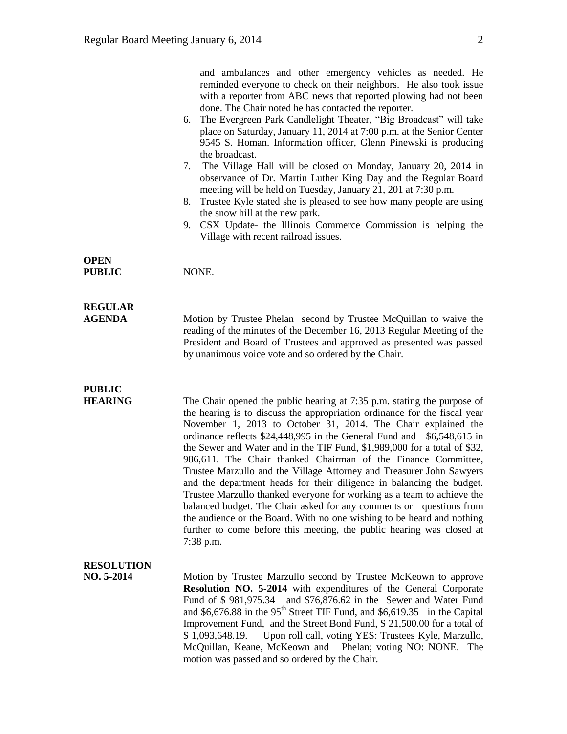and ambulances and other emergency vehicles as needed. He reminded everyone to check on their neighbors. He also took issue with a reporter from ABC news that reported plowing had not been done. The Chair noted he has contacted the reporter.

6. The Evergreen Park Candlelight Theater, "Big Broadcast" will take place on Saturday, January 11, 2014 at 7:00 p.m. at the Senior Center 9545 S. Homan. Information officer, Glenn Pinewski is producing the broadcast.
7. The Village Hall will be closed on Monday, January 20, 2014 in observance of Dr. Martin Luther King Day and the Regular Board meeting will be held on Tuesday, January 21, 201 at 7:30 p.m.
8. Trustee Kyle stated she is pleased to see how many people are using the snow hill at the new park.
9. CSX Update- the Illinois Commerce Commission is helping the Village with recent railroad issues.

**OPEN PUBLIC**

NONE.

**REGULAR AGENDA**

Motion by Trustee Phelan second by Trustee McQuillan to waive the reading of the minutes of the December 16, 2013 Regular Meeting of the President and Board of Trustees and approved as presented was passed by unanimous voice vote and so ordered by the Chair.

**PUBLIC HEARING**

The Chair opened the public hearing at 7:35 p.m. stating the purpose of the hearing is to discuss the appropriation ordinance for the fiscal year November 1, 2013 to October 31, 2014. The Chair explained the ordinance reflects $24,448,995 in the General Fund and $6,548,615 in the Sewer and Water and in the TIF Fund, $1,989,000 for a total of $32, 986,611. The Chair thanked Chairman of the Finance Committee, Trustee Marzullo and the Village Attorney and Treasurer John Sawyers and the department heads for their diligence in balancing the budget. Trustee Marzullo thanked everyone for working as a team to achieve the balanced budget. The Chair asked for any comments or questions from the audience or the Board. With no one wishing to be heard and nothing further to come before this meeting, the public hearing was closed at 7:38 p.m.

**RESOLUTION NO. 5-2014**

Motion by Trustee Marzullo second by Trustee McKeown to approve **Resolution NO. 5-2014** with expenditures of the General Corporate Fund of $ 981,975.34 and $76,876.62 in the Sewer and Water Fund and $6,676.88 in the 95th Street TIF Fund, and $6,619.35 in the Capital Improvement Fund, and the Street Bond Fund, $ 21,500.00 for a total of $ 1,093,648.19. Upon roll call, voting YES: Trustees Kyle, Marzullo, McQuillan, Keane, McKeown and Phelan; voting NO: NONE. The motion was passed and so ordered by the Chair.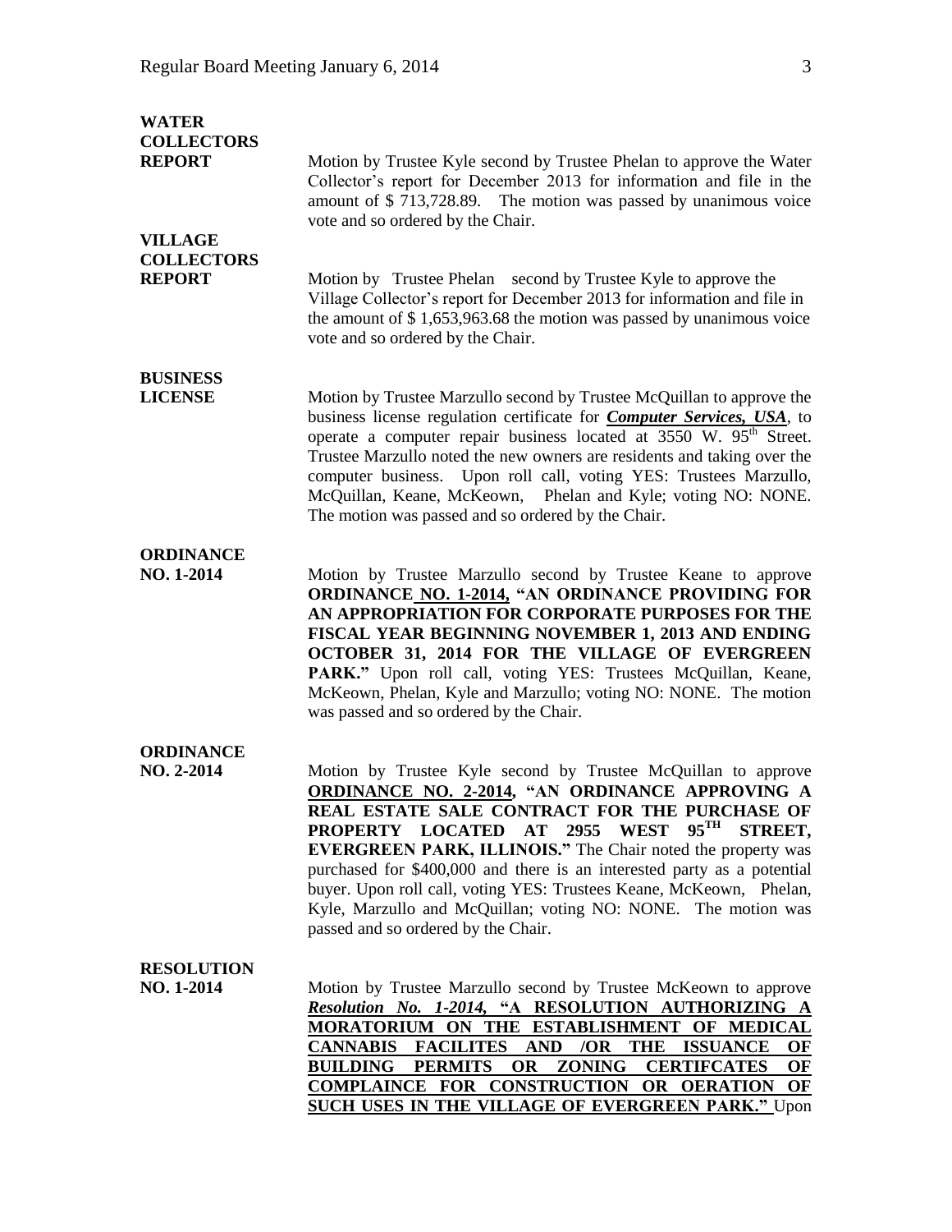**WATER COLLECTORS REPORT**

Motion by Trustee Kyle second by Trustee Phelan to approve the Water Collector's report for December 2013 for information and file in the amount of $ 713,728.89. The motion was passed by unanimous voice vote and so ordered by the Chair.

**VILLAGE COLLECTORS REPORT**

Motion by Trustee Phelan second by Trustee Kyle to approve the Village Collector's report for December 2013 for information and file in the amount of $ 1,653,963.68 the motion was passed by unanimous voice vote and so ordered by the Chair.

**BUSINESS LICENSE**

Motion by Trustee Marzullo second by Trustee McQuillan to approve the business license regulation certificate for ***Computer Services, USA***, to operate a computer repair business located at 3550 W. 95th Street. Trustee Marzullo noted the new owners are residents and taking over the computer business. Upon roll call, voting YES: Trustees Marzullo, McQuillan, Keane, McKeown, Phelan and Kyle; voting NO: NONE. The motion was passed and so ordered by the Chair.

**ORDINANCE NO. 1-2014**

Motion by Trustee Marzullo second by Trustee Keane to approve **ORDINANCE NO. 1-2014, "AN ORDINANCE PROVIDING FOR AN APPROPRIATION FOR CORPORATE PURPOSES FOR THE FISCAL YEAR BEGINNING NOVEMBER 1, 2013 AND ENDING OCTOBER 31, 2014 FOR THE VILLAGE OF EVERGREEN PARK."** Upon roll call, voting YES: Trustees McQuillan, Keane, McKeown, Phelan, Kyle and Marzullo; voting NO: NONE. The motion was passed and so ordered by the Chair.

**ORDINANCE NO. 2-2014**

Motion by Trustee Kyle second by Trustee McQuillan to approve **ORDINANCE NO. 2-2014, "AN ORDINANCE APPROVING A REAL ESTATE SALE CONTRACT FOR THE PURCHASE OF PROPERTY LOCATED AT 2955 WEST 95TH STREET, EVERGREEN PARK, ILLINOIS."** The Chair noted the property was purchased for $400,000 and there is an interested party as a potential buyer. Upon roll call, voting YES: Trustees Keane, McKeown, Phelan, Kyle, Marzullo and McQuillan; voting NO: NONE. The motion was passed and so ordered by the Chair.

**RESOLUTION NO. 1-2014**

Motion by Trustee Marzullo second by Trustee McKeown to approve ***Resolution No. 1-2014*, "A RESOLUTION AUTHORIZING A MORATORIUM ON THE ESTABLISHMENT OF MEDICAL CANNABIS FACILITES AND /OR THE ISSUANCE OF BUILDING PERMITS OR ZONING CERTIFCATES OF COMPLAINCE FOR CONSTRUCTION OR OERATION OF SUCH USES IN THE VILLAGE OF EVERGREEN PARK."** Upon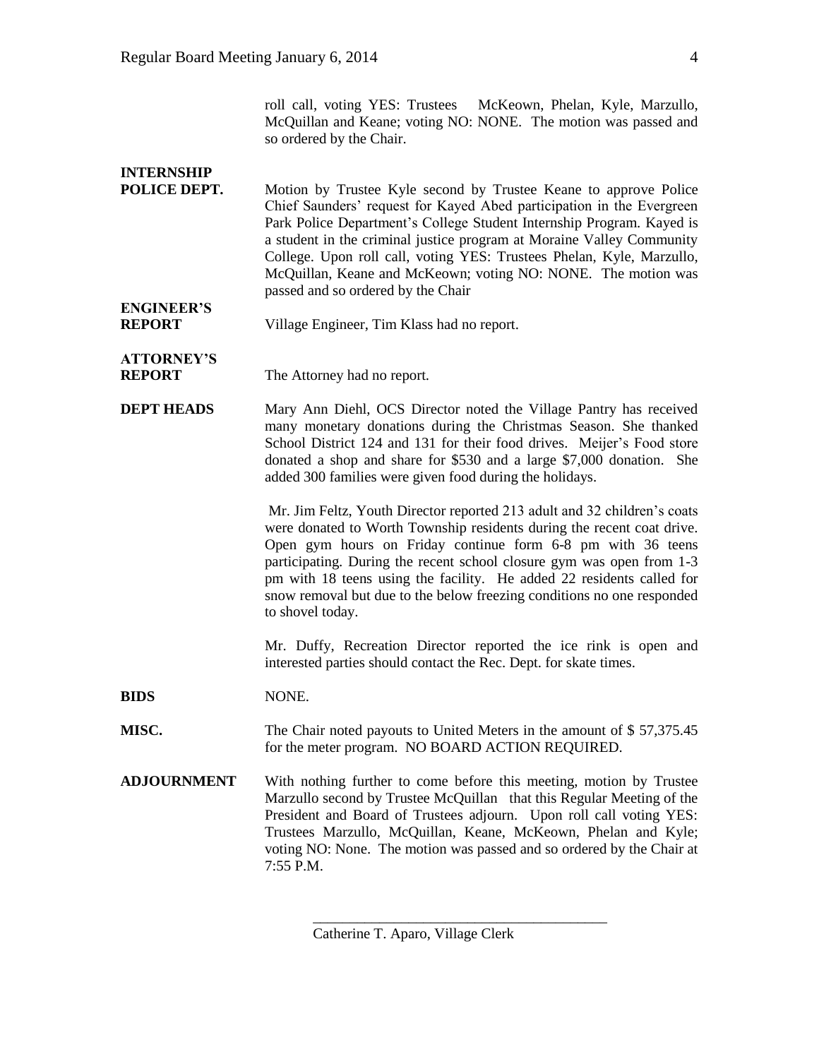roll call, voting YES: Trustees McKeown, Phelan, Kyle, Marzullo, McQuillan and Keane; voting NO: NONE. The motion was passed and so ordered by the Chair.

**INTERNSHIP POLICE DEPT.**

Motion by Trustee Kyle second by Trustee Keane to approve Police Chief Saunders' request for Kayed Abed participation in the Evergreen Park Police Department's College Student Internship Program. Kayed is a student in the criminal justice program at Moraine Valley Community College. Upon roll call, voting YES: Trustees Phelan, Kyle, Marzullo, McQuillan, Keane and McKeown; voting NO: NONE. The motion was passed and so ordered by the Chair

**ENGINEER'S REPORT**

Village Engineer, Tim Klass had no report.

**ATTORNEY'S REPORT**

The Attorney had no report.

**DEPT HEADS**

Mary Ann Diehl, OCS Director noted the Village Pantry has received many monetary donations during the Christmas Season. She thanked School District 124 and 131 for their food drives. Meijer's Food store donated a shop and share for $530 and a large $7,000 donation. She added 300 families were given food during the holidays.

Mr. Jim Feltz, Youth Director reported 213 adult and 32 children's coats were donated to Worth Township residents during the recent coat drive. Open gym hours on Friday continue form 6-8 pm with 36 teens participating. During the recent school closure gym was open from 1-3 pm with 18 teens using the facility. He added 22 residents called for snow removal but due to the below freezing conditions no one responded to shovel today.

Mr. Duffy, Recreation Director reported the ice rink is open and interested parties should contact the Rec. Dept. for skate times.

**BIDS**

NONE.

**MISC.**

The Chair noted payouts to United Meters in the amount of $ 57,375.45 for the meter program. NO BOARD ACTION REQUIRED.

**ADJOURNMENT**

With nothing further to come before this meeting, motion by Trustee Marzullo second by Trustee McQuillan that this Regular Meeting of the President and Board of Trustees adjourn. Upon roll call voting YES: Trustees Marzullo, McQuillan, Keane, McKeown, Phelan and Kyle; voting NO: None. The motion was passed and so ordered by the Chair at 7:55 P.M.

\_\_\_\_\_\_\_\_\_\_\_\_\_\_\_\_\_\_\_\_\_\_\_\_\_\_\_\_\_\_\_\_\_\_\_\_\_\_\_\_

Catherine T. Aparo, Village Clerk